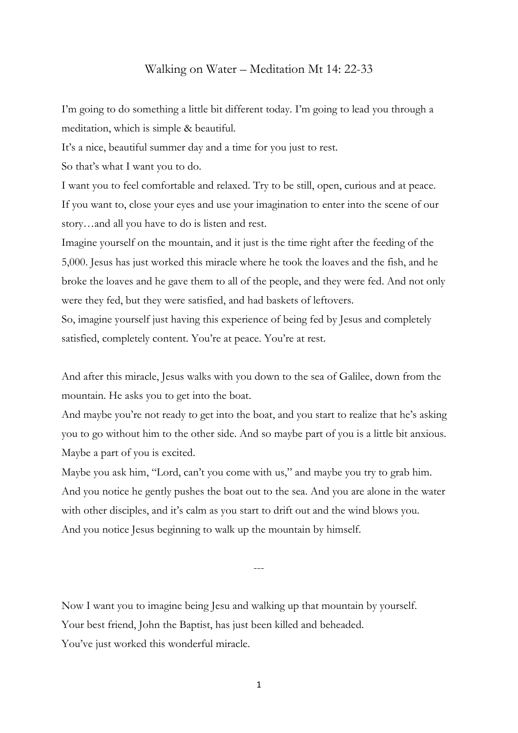# Walking on Water – Meditation Mt 14: 22-33

I'm going to do something a little bit different today. I'm going to lead you through a meditation, which is simple & beautiful.

It's a nice, beautiful summer day and a time for you just to rest.

So that's what I want you to do.

I want you to feel comfortable and relaxed. Try to be still, open, curious and at peace.

If you want to, close your eyes and use your imagination to enter into the scene of our story…and all you have to do is listen and rest.

Imagine yourself on the mountain, and it just is the time right after the feeding of the 5,000. Jesus has just worked this miracle where he took the loaves and the fish, and he broke the loaves and he gave them to all of the people, and they were fed. And not only were they fed, but they were satisfied, and had baskets of leftovers.

So, imagine yourself just having this experience of being fed by Jesus and completely satisfied, completely content. You're at peace. You're at rest.

And after this miracle, Jesus walks with you down to the sea of Galilee, down from the mountain. He asks you to get into the boat.

And maybe you're not ready to get into the boat, and you start to realize that he's asking you to go without him to the other side. And so maybe part of you is a little bit anxious. Maybe a part of you is excited.

Maybe you ask him, "Lord, can't you come with us," and maybe you try to grab him. And you notice he gently pushes the boat out to the sea. And you are alone in the water with other disciples, and it's calm as you start to drift out and the wind blows you.

And you notice Jesus beginning to walk up the mountain by himself.

---

Now I want you to imagine being Jesu and walking up that mountain by yourself.

Your best friend, John the Baptist, has just been killed and beheaded.

You've just worked this wonderful miracle.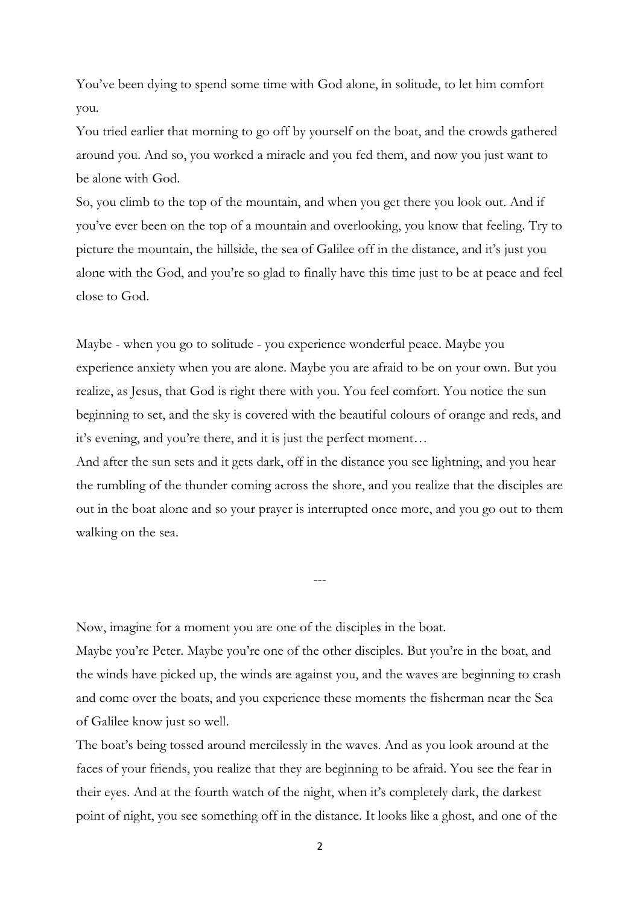You've been dying to spend some time with God alone, in solitude, to let him comfort you.

You tried earlier that morning to go off by yourself on the boat, and the crowds gathered around you. And so, you worked a miracle and you fed them, and now you just want to be alone with God.

So, you climb to the top of the mountain, and when you get there you look out. And if you've ever been on the top of a mountain and overlooking, you know that feeling. Try to picture the mountain, the hillside, the sea of Galilee off in the distance, and it's just you alone with the God, and you're so glad to finally have this time just to be at peace and feel close to God.

Maybe - when you go to solitude - you experience wonderful peace. Maybe you experience anxiety when you are alone. Maybe you are afraid to be on your own. But you realize, as Jesus, that God is right there with you. You feel comfort. You notice the sun beginning to set, and the sky is covered with the beautiful colours of orange and reds, and it's evening, and you're there, and it is just the perfect moment…

And after the sun sets and it gets dark, off in the distance you see lightning, and you hear the rumbling of the thunder coming across the shore, and you realize that the disciples are out in the boat alone and so your prayer is interrupted once more, and you go out to them walking on the sea.

---

Now, imagine for a moment you are one of the disciples in the boat.

Maybe you're Peter. Maybe you're one of the other disciples. But you're in the boat, and the winds have picked up, the winds are against you, and the waves are beginning to crash and come over the boats, and you experience these moments the fisherman near the Sea of Galilee know just so well.

The boat's being tossed around mercilessly in the waves. And as you look around at the faces of your friends, you realize that they are beginning to be afraid. You see the fear in their eyes. And at the fourth watch of the night, when it's completely dark, the darkest point of night, you see something off in the distance. It looks like a ghost, and one of the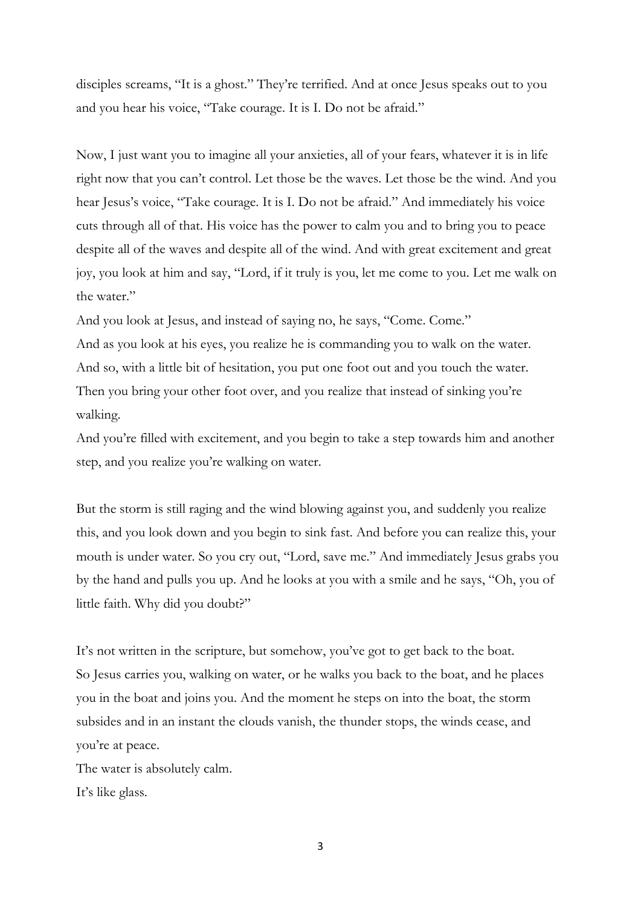disciples screams, "It is a ghost." They're terrified. And at once Jesus speaks out to you and you hear his voice, "Take courage. It is I. Do not be afraid."

Now, I just want you to imagine all your anxieties, all of your fears, whatever it is in life right now that you can't control. Let those be the waves. Let those be the wind. And you hear Jesus's voice, "Take courage. It is I. Do not be afraid." And immediately his voice cuts through all of that. His voice has the power to calm you and to bring you to peace despite all of the waves and despite all of the wind. And with great excitement and great joy, you look at him and say, "Lord, if it truly is you, let me come to you. Let me walk on the water."

And you look at Jesus, and instead of saying no, he says, "Come. Come."

And as you look at his eyes, you realize he is commanding you to walk on the water.

And so, with a little bit of hesitation, you put one foot out and you touch the water.

Then you bring your other foot over, and you realize that instead of sinking you're walking.

And you're filled with excitement, and you begin to take a step towards him and another step, and you realize you're walking on water.

But the storm is still raging and the wind blowing against you, and suddenly you realize this, and you look down and you begin to sink fast. And before you can realize this, your mouth is under water. So you cry out, "Lord, save me." And immediately Jesus grabs you by the hand and pulls you up. And he looks at you with a smile and he says, "Oh, you of little faith. Why did you doubt?"

It's not written in the scripture, but somehow, you've got to get back to the boat.

So Jesus carries you, walking on water, or he walks you back to the boat, and he places you in the boat and joins you. And the moment he steps on into the boat, the storm subsides and in an instant the clouds vanish, the thunder stops, the winds cease, and you're at peace.

The water is absolutely calm.

It's like glass.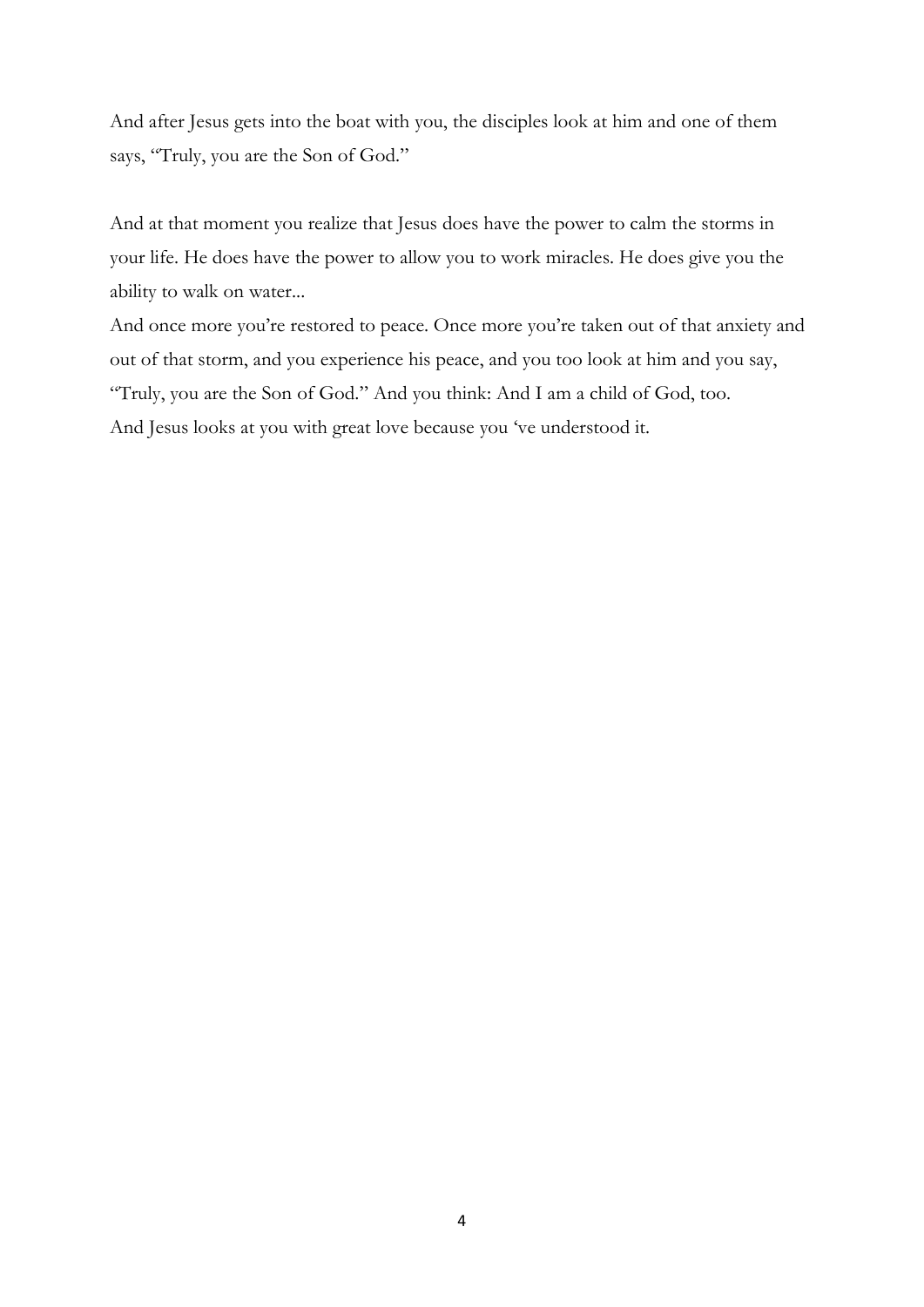And after Jesus gets into the boat with you, the disciples look at him and one of them says, "Truly, you are the Son of God."

And at that moment you realize that Jesus does have the power to calm the storms in your life. He does have the power to allow you to work miracles. He does give you the ability to walk on water...

And once more you're restored to peace. Once more you're taken out of that anxiety and out of that storm, and you experience his peace, and you too look at him and you say, "Truly, you are the Son of God." And you think: And I am a child of God, too.

And Jesus looks at you with great love because you 've understood it.